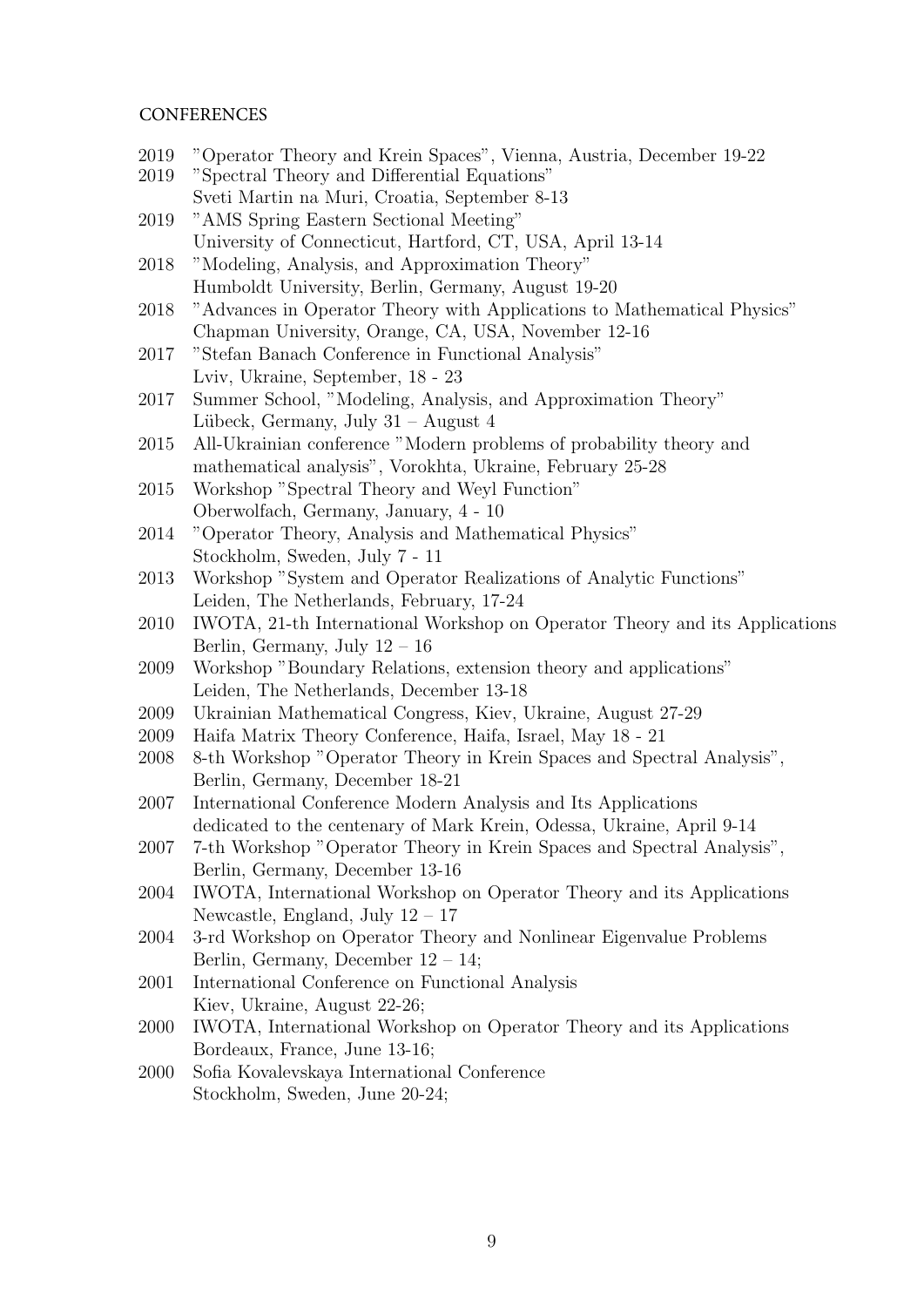CONFERENCES

2019 "Operator Theory and Krein Spaces", Vienna, Austria, December 19-22
2019 "Spectral Theory and Differential Equations"
Sveti Martin na Muri, Croatia, September 8-13
2019 "AMS Spring Eastern Sectional Meeting"
University of Connecticut, Hartford, CT, USA, April 13-14
2018 "Modeling, Analysis, and Approximation Theory"
Humboldt University, Berlin, Germany, August 19-20
2018 "Advances in Operator Theory with Applications to Mathematical Physics"
Chapman University, Orange, CA, USA, November 12-16
2017 "Stefan Banach Conference in Functional Analysis"
Lviv, Ukraine, September, 18 - 23
2017 Summer School, "Modeling, Analysis, and Approximation Theory"
Lübeck, Germany, July 31 – August 4
2015 All-Ukrainian conference "Modern problems of probability theory and mathematical analysis", Vorokhta, Ukraine, February 25-28
2015 Workshop "Spectral Theory and Weyl Function"
Oberwolfach, Germany, January, 4 - 10
2014 "Operator Theory, Analysis and Mathematical Physics"
Stockholm, Sweden, July 7 - 11
2013 Workshop "System and Operator Realizations of Analytic Functions"
Leiden, The Netherlands, February, 17-24
2010 IWOTA, 21-th International Workshop on Operator Theory and its Applications
Berlin, Germany, July 12 – 16
2009 Workshop "Boundary Relations, extension theory and applications"
Leiden, The Netherlands, December 13-18
2009 Ukrainian Mathematical Congress, Kiev, Ukraine, August 27-29
2009 Haifa Matrix Theory Conference, Haifa, Israel, May 18 - 21
2008 8-th Workshop "Operator Theory in Krein Spaces and Spectral Analysis",
Berlin, Germany, December 18-21
2007 International Conference Modern Analysis and Its Applications
dedicated to the centenary of Mark Krein, Odessa, Ukraine, April 9-14
2007 7-th Workshop "Operator Theory in Krein Spaces and Spectral Analysis",
Berlin, Germany, December 13-16
2004 IWOTA, International Workshop on Operator Theory and its Applications
Newcastle, England, July 12 – 17
2004 3-rd Workshop on Operator Theory and Nonlinear Eigenvalue Problems
Berlin, Germany, December 12 – 14;
2001 International Conference on Functional Analysis
Kiev, Ukraine, August 22-26;
2000 IWOTA, International Workshop on Operator Theory and its Applications
Bordeaux, France, June 13-16;
2000 Sofia Kovalevskaya International Conference
Stockholm, Sweden, June 20-24;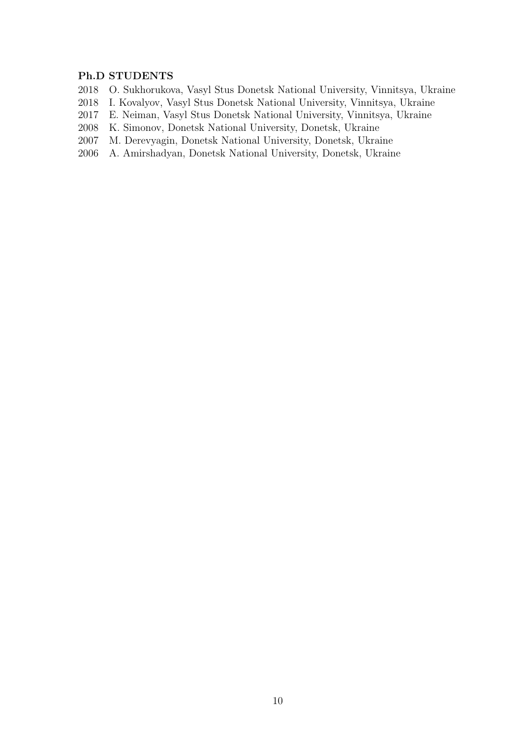**Ph.D STUDENTS**

2018 O. Sukhorukova, Vasyl Stus Donetsk National University, Vinnitsya, Ukraine
2018 I. Kovalyov, Vasyl Stus Donetsk National University, Vinnitsya, Ukraine
2017 E. Neiman, Vasyl Stus Donetsk National University, Vinnitsya, Ukraine
2008 K. Simonov, Donetsk National University, Donetsk, Ukraine
2007 M. Derevyagin, Donetsk National University, Donetsk, Ukraine
2006 A. Amirshadyan, Donetsk National University, Donetsk, Ukraine